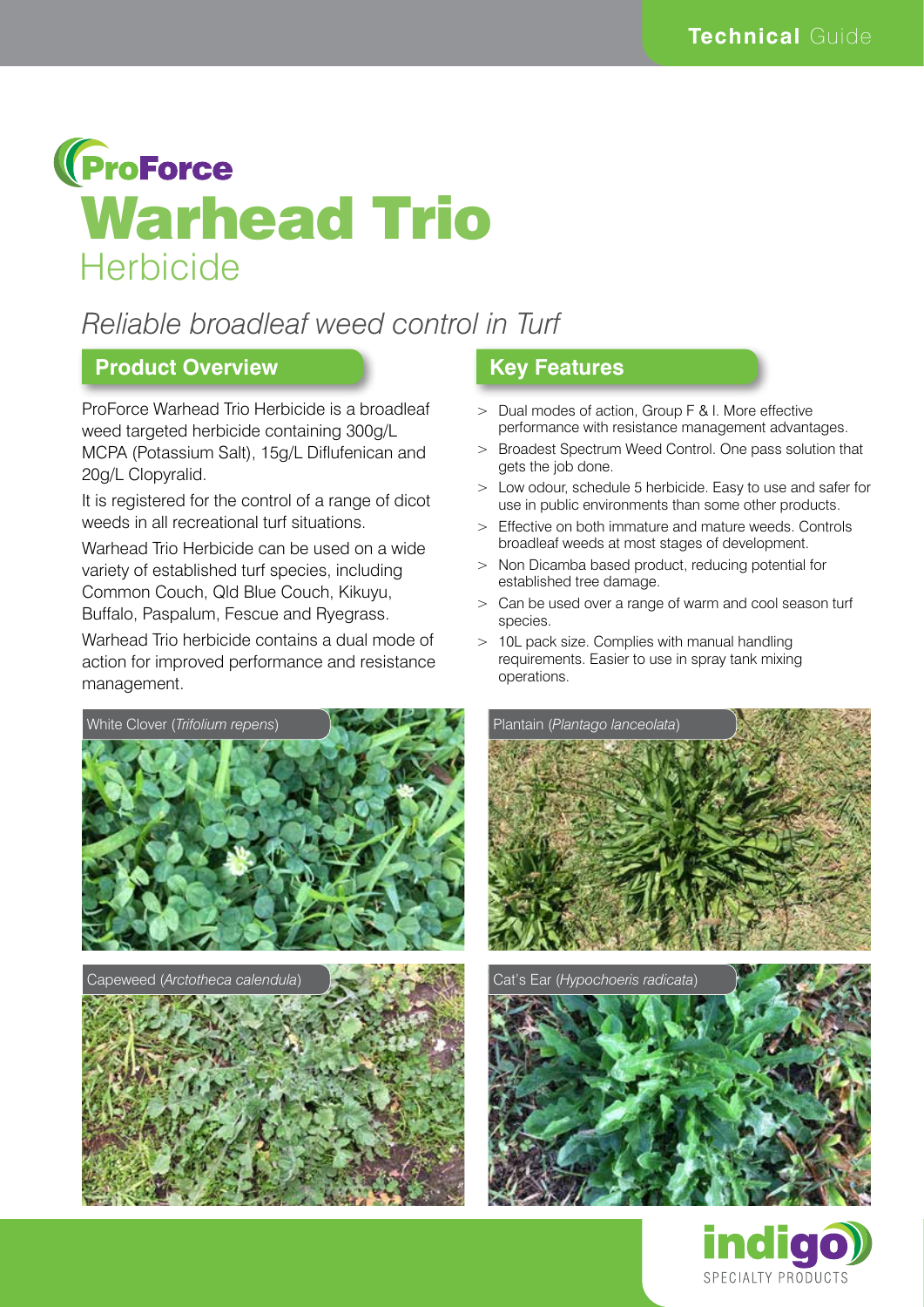Technical Guide

# ProForce Warhead Trio Herbicide

*Reliable broadleaf weed control in Turf*

## Product Overview

ProForce Warhead Trio Herbicide is a broadleaf weed targeted herbicide containing 300g/L MCPA (Potassium Salt), 15g/L Diflufenican and 20g/L Clopyralid.

It is registered for the control of a range of dicot weeds in all recreational turf situations.

Warhead Trio Herbicide can be used on a wide variety of established turf species, including Common Couch, Qld Blue Couch, Kikuyu, Buffalo, Paspalum, Fescue and Ryegrass.

Warhead Trio herbicide contains a dual mode of action for improved performance and resistance management.

## Key Features

- Dual modes of action, Group F & I. More effective performance with resistance management advantages.
- Broadest Spectrum Weed Control. One pass solution that gets the job done.
- Low odour, schedule 5 herbicide. Easy to use and safer for use in public environments than some other products.
- Effective on both immature and mature weeds. Controls broadleaf weeds at most stages of development.
- Non Dicamba based product, reducing potential for established tree damage.
- Can be used over a range of warm and cool season turf species.
- 10L pack size. Complies with manual handling requirements. Easier to use in spray tank mixing operations.

White Clover (*Trifolium repens*)

Plantain (*Plantago lanceolata*)

Capeweed (*Arctotheca calendula*)

Cat's Ear (*Hypochoeris radicata*)

indigo SPECIALTY PRODUCTS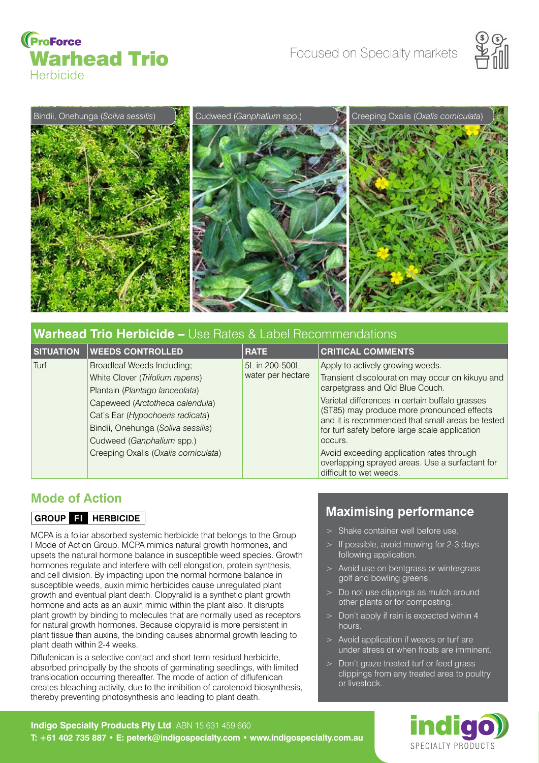ProForce

# Warhead Trio

Herbicide

Focused on Specialty markets

Bindii, Onehunga (*Soliva sessilis*)

Cudweed (*Ganphalium* spp.)

Creeping Oxalis (*Oxalis corniculata*)

## **Warhead Trio Herbicide –** Use Rates & Label Recommendations

| SITUATION | WEEDS CONTROLLED | RATE | CRITICAL COMMENTS |
|---|---|---|---|
| Turf | Broadleaf Weeds Including;<br>White Clover (*Trifolium repens*)<br>Plantain (*Plantago lanceolata*)<br>Capeweed (*Arctotheca calendula*)<br>Cat's Ear (*Hypochoeris radicata*)<br>Bindii, Onehunga (*Soliva sessilis*)<br>Cudweed (*Ganphalium* spp.)<br>Creeping Oxalis (*Oxalis corniculata*) | 5L in 200-500L water per hectare | Apply to actively growing weeds.<br>Transient discolouration may occur on kikuyu and carpetgrass and Qld Blue Couch.<br>Varietal differences in certain buffalo grasses (ST85) may produce more pronounced effects and it is recommended that small areas be tested for turf safety before large scale application occurs.<br>Avoid exceeding application rates through overlapping sprayed areas. Use a surfactant for difficult to wet weeds. |

## Mode of Action

**GROUP FI HERBICIDE**

MCPA is a foliar absorbed systemic herbicide that belongs to the Group I Mode of Action Group. MCPA mimics natural growth hormones, and upsets the natural hormone balance in susceptible weed species. Growth hormones regulate and interfere with cell elongation, protein synthesis, and cell division. By impacting upon the normal hormone balance in susceptible weeds, auxin mimic herbicides cause unregulated plant growth and eventual plant death. Clopyralid is a synthetic plant growth hormone and acts as an auxin mimic within the plant also. It disrupts plant growth by binding to molecules that are normally used as receptors for natural growth hormones. Because clopyralid is more persistent in plant tissue than auxins, the binding causes abnormal growth leading to plant death within 2-4 weeks.

Diflufenican is a selective contact and short term residual herbicide, absorbed principally by the shoots of germinating seedlings, with limited translocation occurring thereafter. The mode of action of diflufenican creates bleaching activity, due to the inhibition of carotenoid biosynthesis, thereby preventing photosynthesis and leading to plant death.

## Maximising performance

- Shake container well before use.
- If possible, avoid mowing for 2-3 days following application.
- Avoid use on bentgrass or wintergrass golf and bowling greens.
- Do not use clippings as mulch around other plants or for composting.
- Don't apply if rain is expected within 4 hours.
- Avoid application if weeds or turf are under stress or when frosts are imminent.
- Don't graze treated turf or feed grass clippings from any treated area to poultry or livestock.

**Indigo Specialty Products Pty Ltd** ABN 15 631 459 660

**T: +61 402 735 887 • E: peterk@indigospecialty.com • www.indigospecialty.com.au**

indigo SPECIALTY PRODUCTS